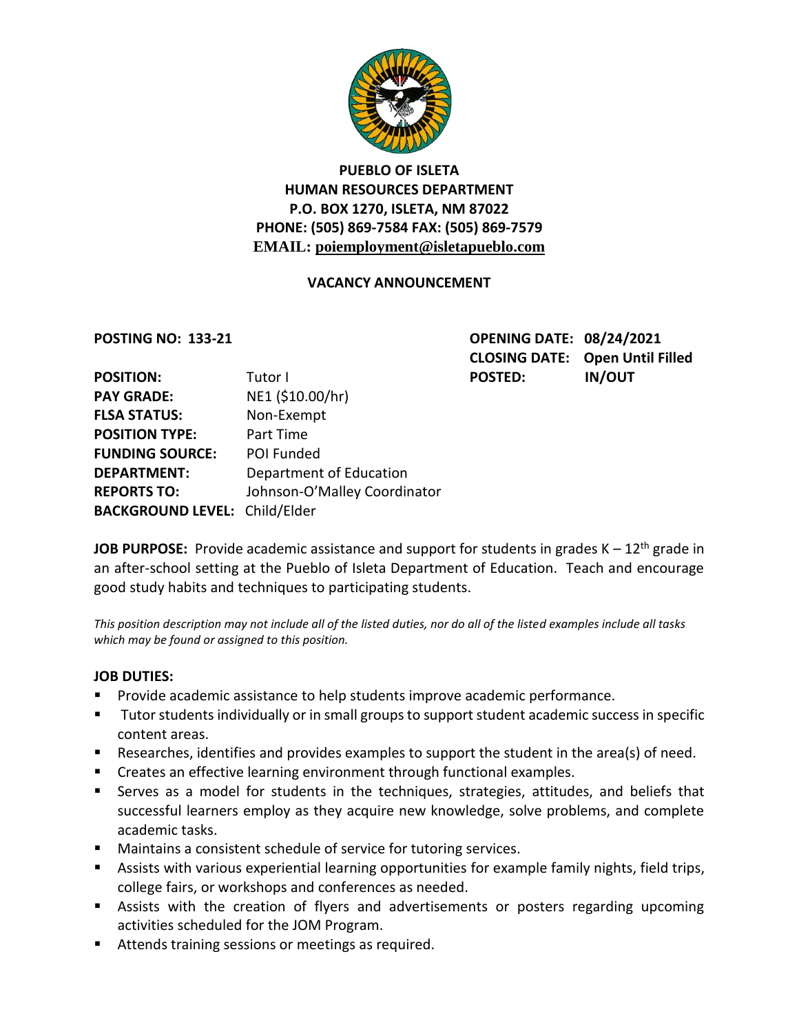**PUEBLO OF ISLETA**
**HUMAN RESOURCES DEPARTMENT**
**P.O. BOX 1270, ISLETA, NM 87022**
**PHONE: (505) 869-7584 FAX: (505) 869-7579**
**EMAIL: poiemployment@isletapueblo.com**

## VACANCY ANNOUNCEMENT

**POSTING NO: 133-21**

**OPENING DATE: 08/24/2021**
**CLOSING DATE: Open Until Filled**
**POSTED: IN/OUT**

| | |
|---|---|
| **POSITION:** | Tutor I |
| **PAY GRADE:** | NE1 ($10.00/hr) |
| **FLSA STATUS:** | Non-Exempt |
| **POSITION TYPE:** | Part Time |
| **FUNDING SOURCE:** | POI Funded |
| **DEPARTMENT:** | Department of Education |
| **REPORTS TO:** | Johnson-O'Malley Coordinator |
| **BACKGROUND LEVEL:** | Child/Elder |

**JOB PURPOSE:** Provide academic assistance and support for students in grades K – 12th grade in an after-school setting at the Pueblo of Isleta Department of Education. Teach and encourage good study habits and techniques to participating students.

*This position description may not include all of the listed duties, nor do all of the listed examples include all tasks which may be found or assigned to this position.*

**JOB DUTIES:**

- Provide academic assistance to help students improve academic performance.
- Tutor students individually or in small groups to support student academic success in specific content areas.
- Researches, identifies and provides examples to support the student in the area(s) of need.
- Creates an effective learning environment through functional examples.
- Serves as a model for students in the techniques, strategies, attitudes, and beliefs that successful learners employ as they acquire new knowledge, solve problems, and complete academic tasks.
- Maintains a consistent schedule of service for tutoring services.
- Assists with various experiential learning opportunities for example family nights, field trips, college fairs, or workshops and conferences as needed.
- Assists with the creation of flyers and advertisements or posters regarding upcoming activities scheduled for the JOM Program.
- Attends training sessions or meetings as required.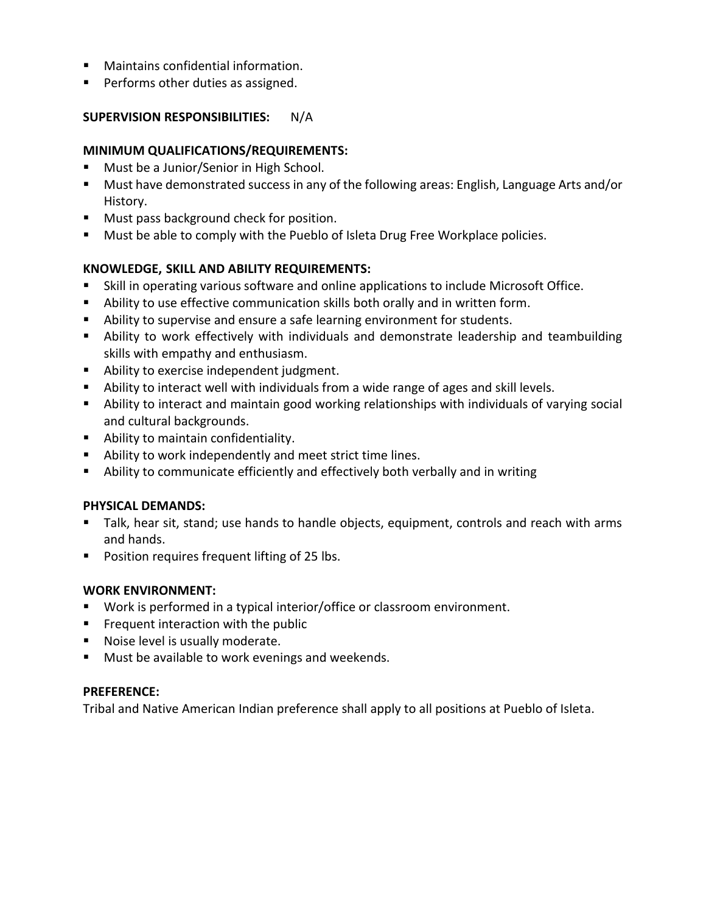- Maintains confidential information.
- Performs other duties as assigned.

**SUPERVISION RESPONSIBILITIES:** N/A

**MINIMUM QUALIFICATIONS/REQUIREMENTS:**
- Must be a Junior/Senior in High School.
- Must have demonstrated success in any of the following areas: English, Language Arts and/or History.
- Must pass background check for position.
- Must be able to comply with the Pueblo of Isleta Drug Free Workplace policies.

**KNOWLEDGE, SKILL AND ABILITY REQUIREMENTS:**
- Skill in operating various software and online applications to include Microsoft Office.
- Ability to use effective communication skills both orally and in written form.
- Ability to supervise and ensure a safe learning environment for students.
- Ability to work effectively with individuals and demonstrate leadership and teambuilding skills with empathy and enthusiasm.
- Ability to exercise independent judgment.
- Ability to interact well with individuals from a wide range of ages and skill levels.
- Ability to interact and maintain good working relationships with individuals of varying social and cultural backgrounds.
- Ability to maintain confidentiality.
- Ability to work independently and meet strict time lines.
- Ability to communicate efficiently and effectively both verbally and in writing

**PHYSICAL DEMANDS:**
- Talk, hear sit, stand; use hands to handle objects, equipment, controls and reach with arms and hands.
- Position requires frequent lifting of 25 lbs.

**WORK ENVIRONMENT:**
- Work is performed in a typical interior/office or classroom environment.
- Frequent interaction with the public
- Noise level is usually moderate.
- Must be available to work evenings and weekends.

**PREFERENCE:**
Tribal and Native American Indian preference shall apply to all positions at Pueblo of Isleta.